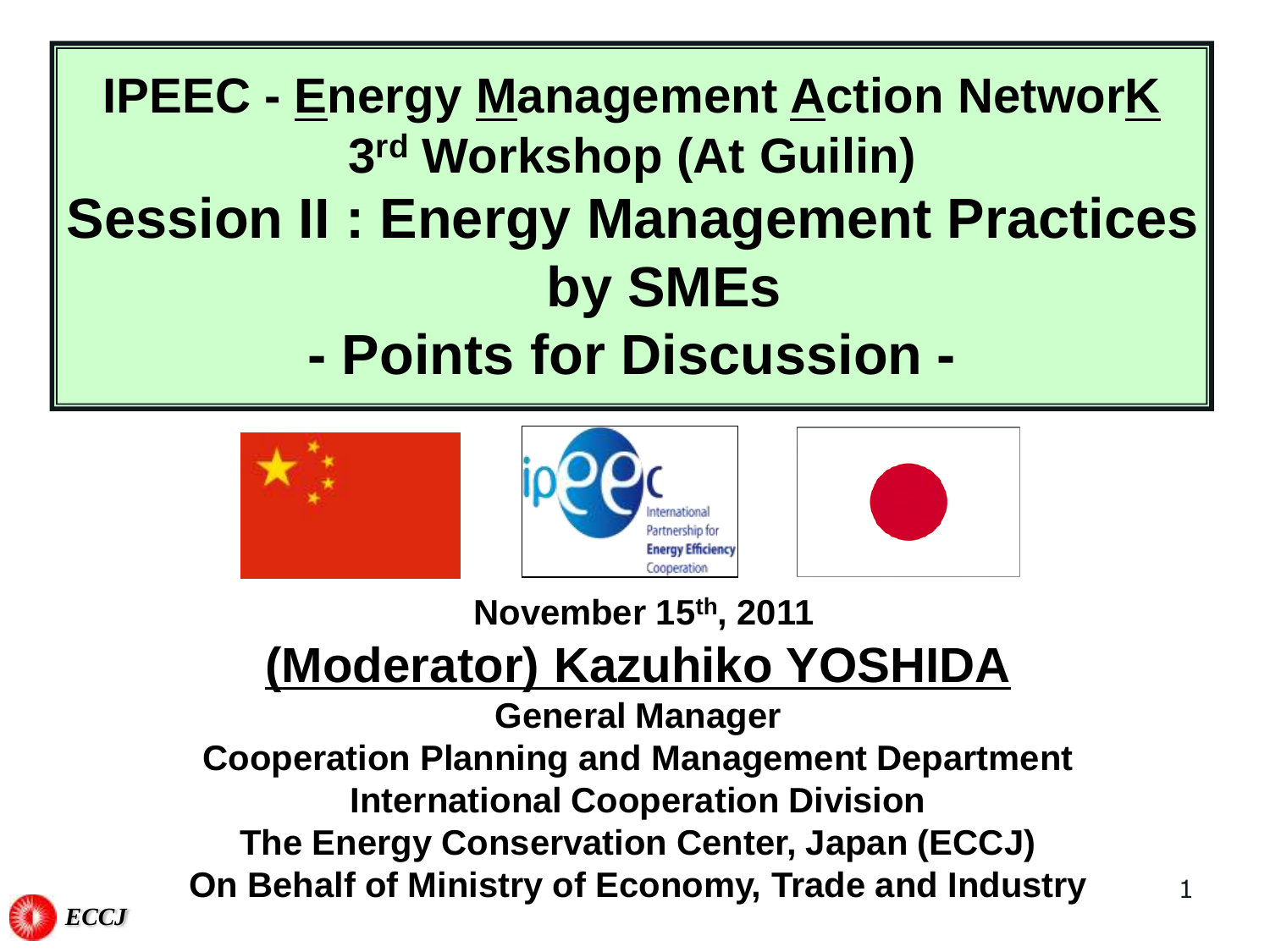# IPEEC - Energy Management Action NetworK 3rd Workshop (At Guilin)

# Session II : Energy Management Practices by SMEs

# - Points for Discussion -

**November 15th, 2011**

## (Moderator) Kazuhiko YOSHIDA

**General Manager**
**Cooperation Planning and Management Department**
**International Cooperation Division**
**The Energy Conservation Center, Japan (ECCJ)**
**On Behalf of Ministry of Economy, Trade and Industry**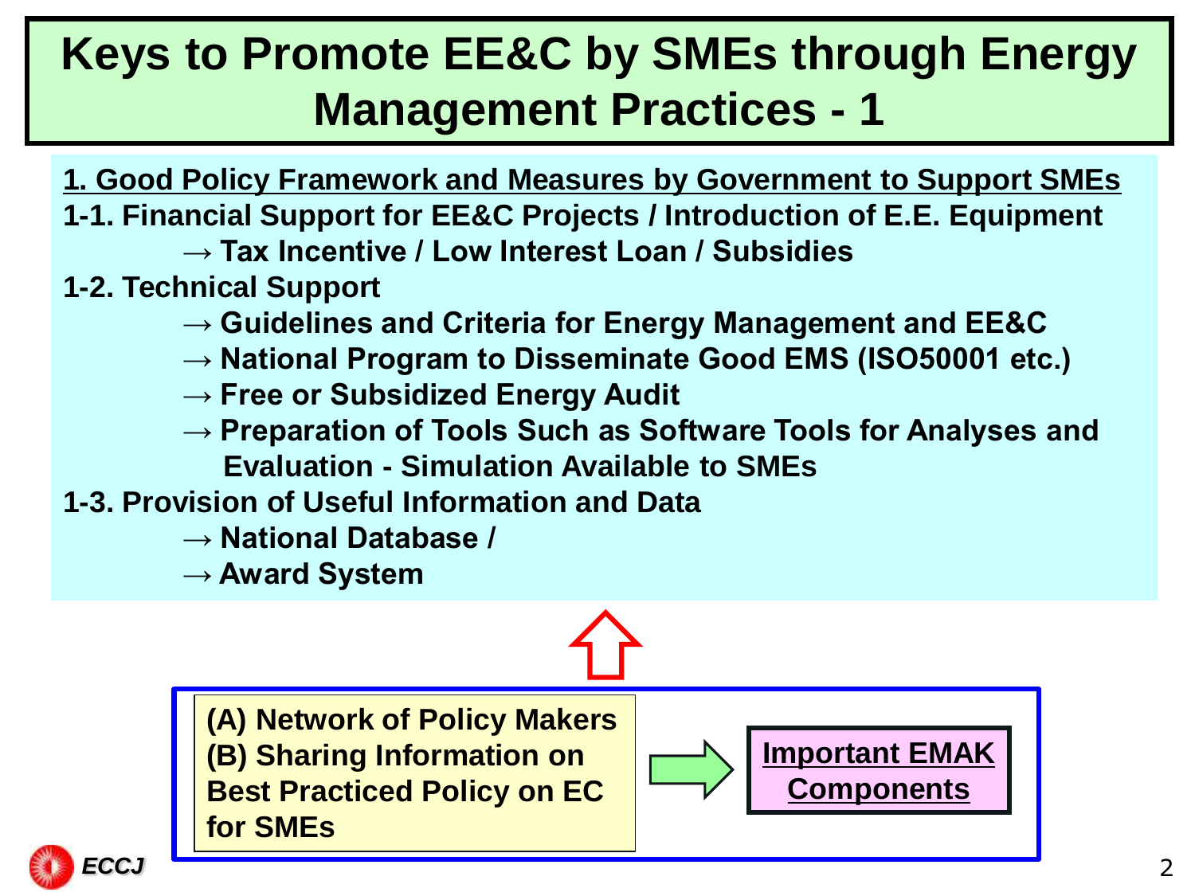# Keys to Promote EE&C by SMEs through Energy Management Practices - 1

**1. Good Policy Framework and Measures by Government to Support SMEs**

**1-1. Financial Support for EE&C Projects / Introduction of E.E. Equipment**

- → **Tax Incentive / Low Interest Loan / Subsidies**

**1-2. Technical Support**

- → **Guidelines and Criteria for Energy Management and EE&C**
- → **National Program to Disseminate Good EMS (ISO50001 etc.)**
- → **Free or Subsidized Energy Audit**
- → **Preparation of Tools Such as Software Tools for Analyses and Evaluation - Simulation Available to SMEs**

**1-3. Provision of Useful Information and Data**

- → **National Database /**
- → **Award System**

**(A) Network of Policy Makers**
**(B) Sharing Information on Best Practiced Policy on EC for SMEs**

→ **Important EMAK Components**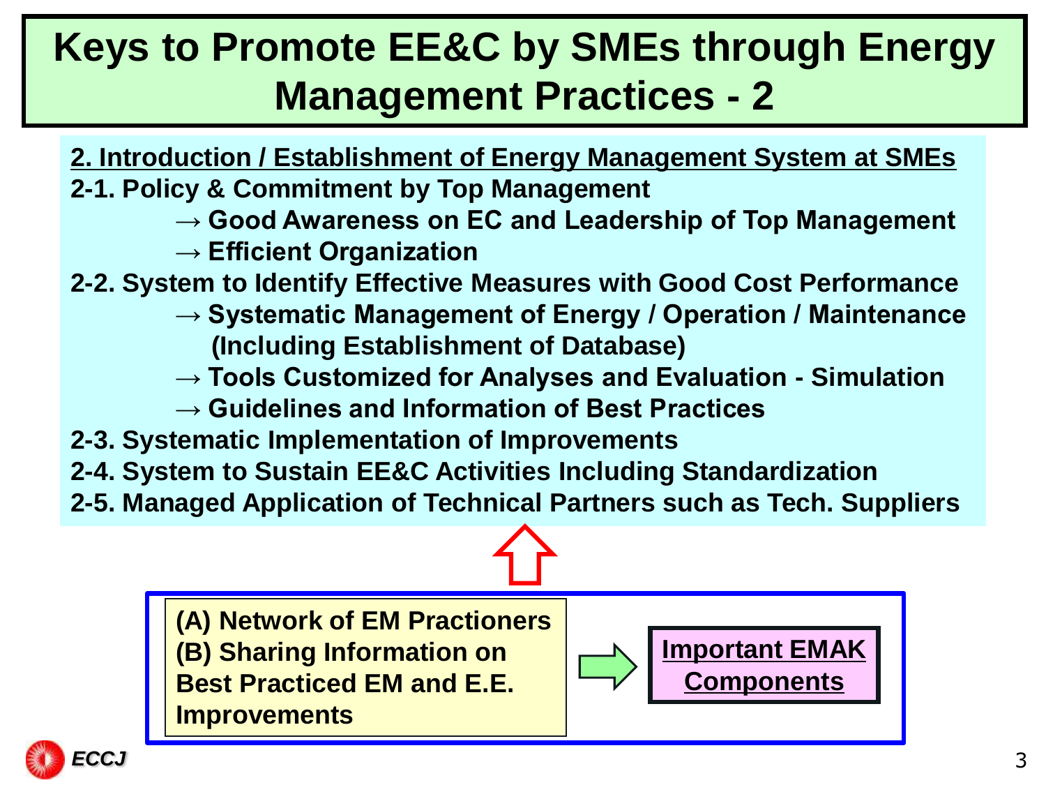# Keys to Promote EE&C by SMEs through Energy Management Practices - 2

**2. Introduction / Establishment of Energy Management System at SMEs**

**2-1. Policy & Commitment by Top Management**

- **→ Good Awareness on EC and Leadership of Top Management**
- **→ Efficient Organization**

**2-2. System to Identify Effective Measures with Good Cost Performance**

- **→ Systematic Management of Energy / Operation / Maintenance (Including Establishment of Database)**
- **→ Tools Customized for Analyses and Evaluation - Simulation**
- **→ Guidelines and Information of Best Practices**

**2-3. Systematic Implementation of Improvements**

**2-4. System to Sustain EE&C Activities Including Standardization**

**2-5. Managed Application of Technical Partners such as Tech. Suppliers**

**(A) Network of EM Practioners**
**(B) Sharing Information on Best Practiced EM and E.E. Improvements**

→ **Important EMAK Components**

*ECCJ*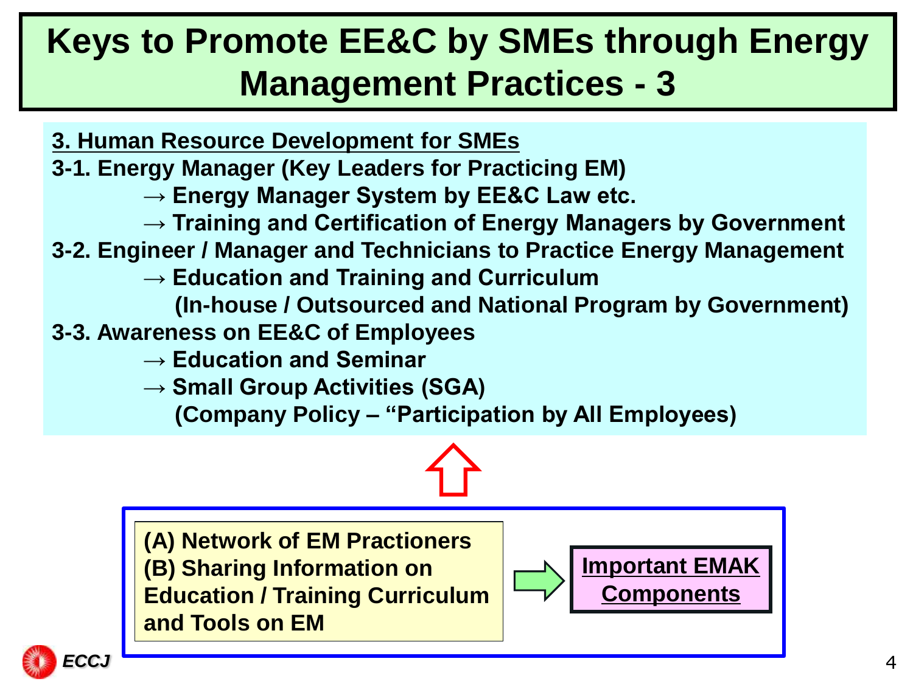# Keys to Promote EE&C by SMEs through Energy Management Practices - 3

**3. Human Resource Development for SMEs**

**3-1. Energy Manager (Key Leaders for Practicing EM)**

- → Energy Manager System by EE&C Law etc.
- → Training and Certification of Energy Managers by Government

**3-2. Engineer / Manager and Technicians to Practice Energy Management**

- → Education and Training and Curriculum
  (In-house / Outsourced and National Program by Government)

**3-3. Awareness on EE&C of Employees**

- → Education and Seminar
- → Small Group Activities (SGA)
  (Company Policy – "Participation by All Employees)

**(A) Network of EM Practioners**
**(B) Sharing Information on Education / Training Curriculum and Tools on EM**

→ **Important EMAK Components**

*ECCJ*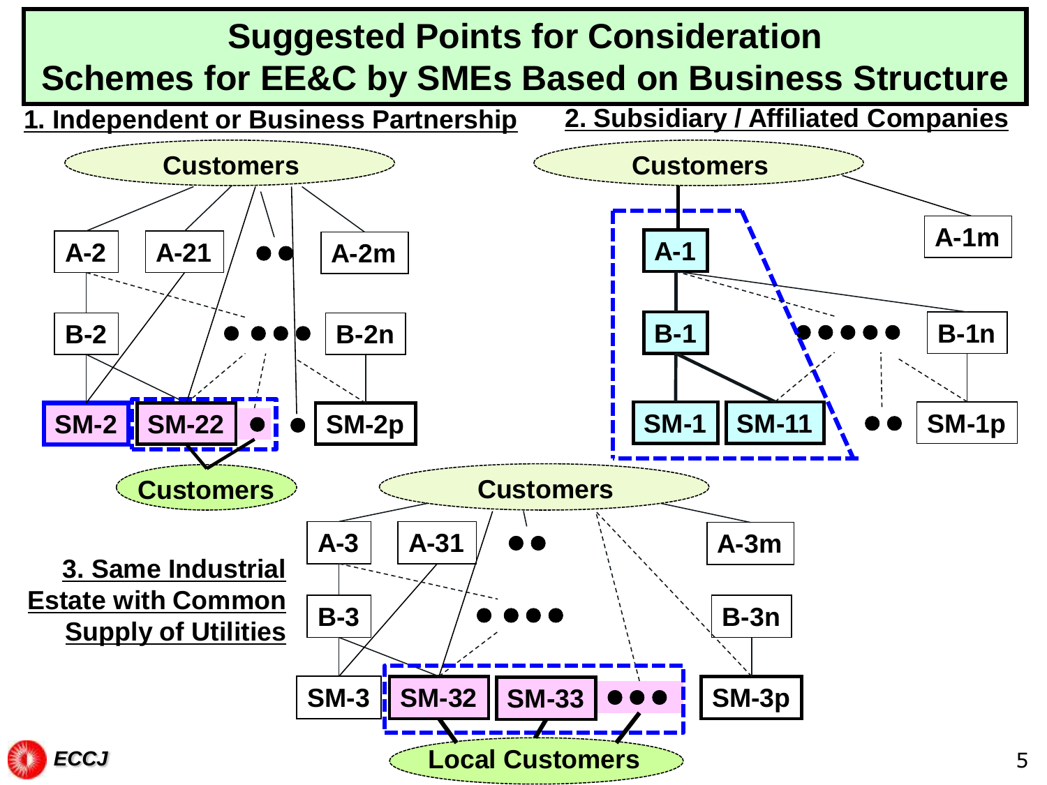# Suggested Points for Consideration
# Schemes for EE&C by SMEs Based on Business Structure

## 1. Independent or Business Partnership

Customers

A-2 | A-21 | ●● | A-2m

B-2 | ●●●● | B-2n

SM-2 | SM-22 | ● | ● | SM-2p

Customers

## 2. Subsidiary / Affiliated Companies

Customers

A-1 | A-1m

B-1 | ●●●●● | B-1n

SM-1 | SM-11 | ●● | SM-1p

## 3. Same Industrial Estate with Common Supply of Utilities

Customers

A-3 | A-31 | ●● | A-3m

B-3 | ●●●● | B-3n

SM-3 | SM-32 | SM-33 | ●●● | SM-3p

Local Customers

ECCJ